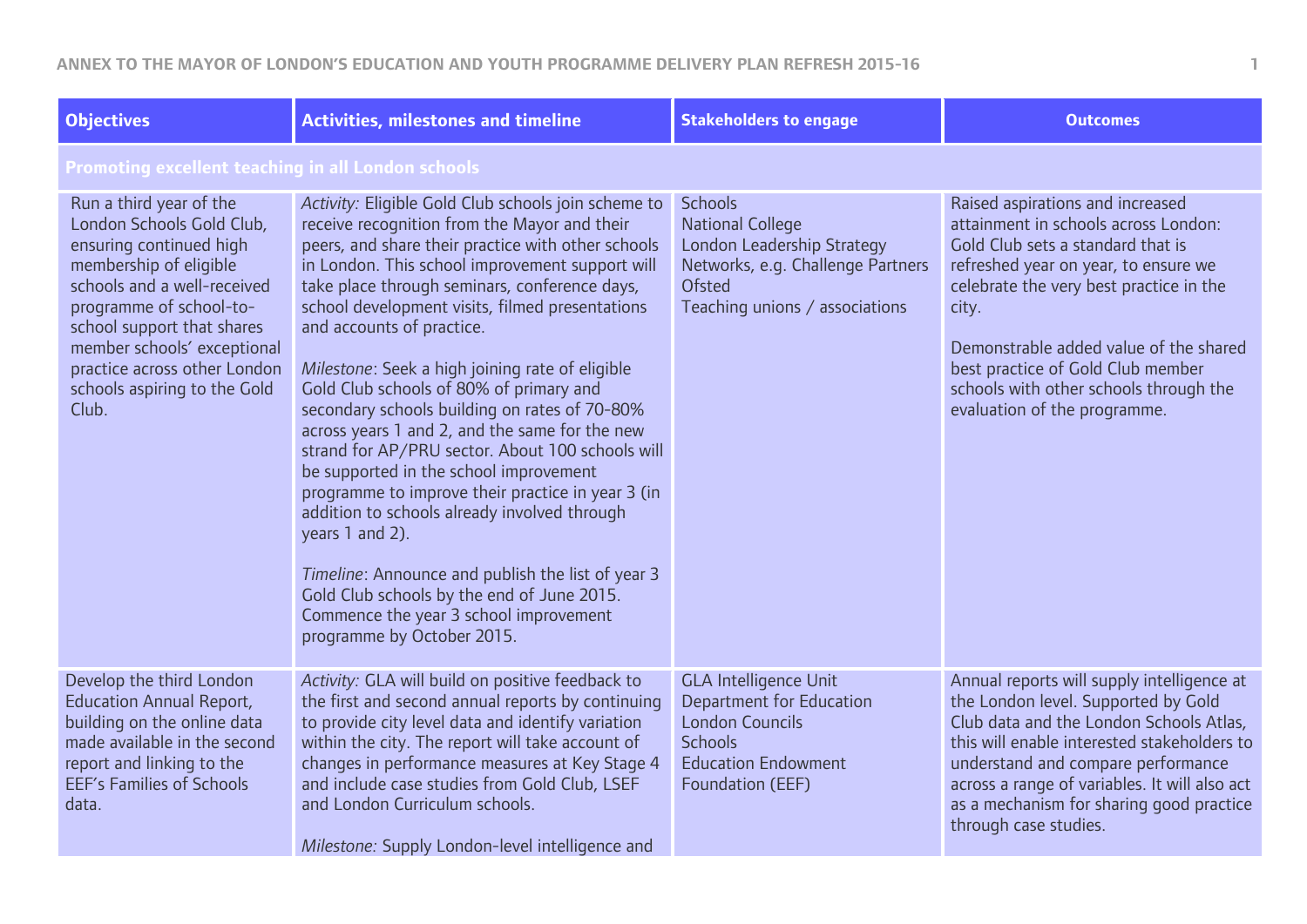| Objectives | Activities, milestones and timeline | Stakeholders to engage | Outcomes |
|---|---|---|---|
| **Promoting excellent teaching in all London schools** | | | |
| Run a third year of the London Schools Gold Club, ensuring continued high membership of eligible schools and a well-received programme of school-to-school support that shares member schools' exceptional practice across other London schools aspiring to the Gold Club. | *Activity:* Eligible Gold Club schools join scheme to receive recognition from the Mayor and their peers, and share their practice with other schools in London. This school improvement support will take place through seminars, conference days, school development visits, filmed presentations and accounts of practice.<br><br>*Milestone*: Seek a high joining rate of eligible Gold Club schools of 80% of primary and secondary schools building on rates of 70-80% across years 1 and 2, and the same for the new strand for AP/PRU sector. About 100 schools will be supported in the school improvement programme to improve their practice in year 3 (in addition to schools already involved through years 1 and 2).<br><br>*Timeline*: Announce and publish the list of year 3 Gold Club schools by the end of June 2015. Commence the year 3 school improvement programme by October 2015. | Schools<br>National College<br>London Leadership Strategy<br>Networks, e.g. Challenge Partners<br>Ofsted<br>Teaching unions / associations | Raised aspirations and increased attainment in schools across London: Gold Club sets a standard that is refreshed year on year, to ensure we celebrate the very best practice in the city.<br><br>Demonstrable added value of the shared best practice of Gold Club member schools with other schools through the evaluation of the programme. |
| Develop the third London Education Annual Report, building on the online data made available in the second report and linking to the EEF's Families of Schools data. | *Activity:* GLA will build on positive feedback to the first and second annual reports by continuing to provide city level data and identify variation within the city. The report will take account of changes in performance measures at Key Stage 4 and include case studies from Gold Club, LSEF and London Curriculum schools.<br><br>*Milestone:* Supply London-level intelligence and | GLA Intelligence Unit<br>Department for Education<br>London Councils<br>Schools<br>Education Endowment Foundation (EEF) | Annual reports will supply intelligence at the London level. Supported by Gold Club data and the London Schools Atlas, this will enable interested stakeholders to understand and compare performance across a range of variables. It will also act as a mechanism for sharing good practice through case studies. |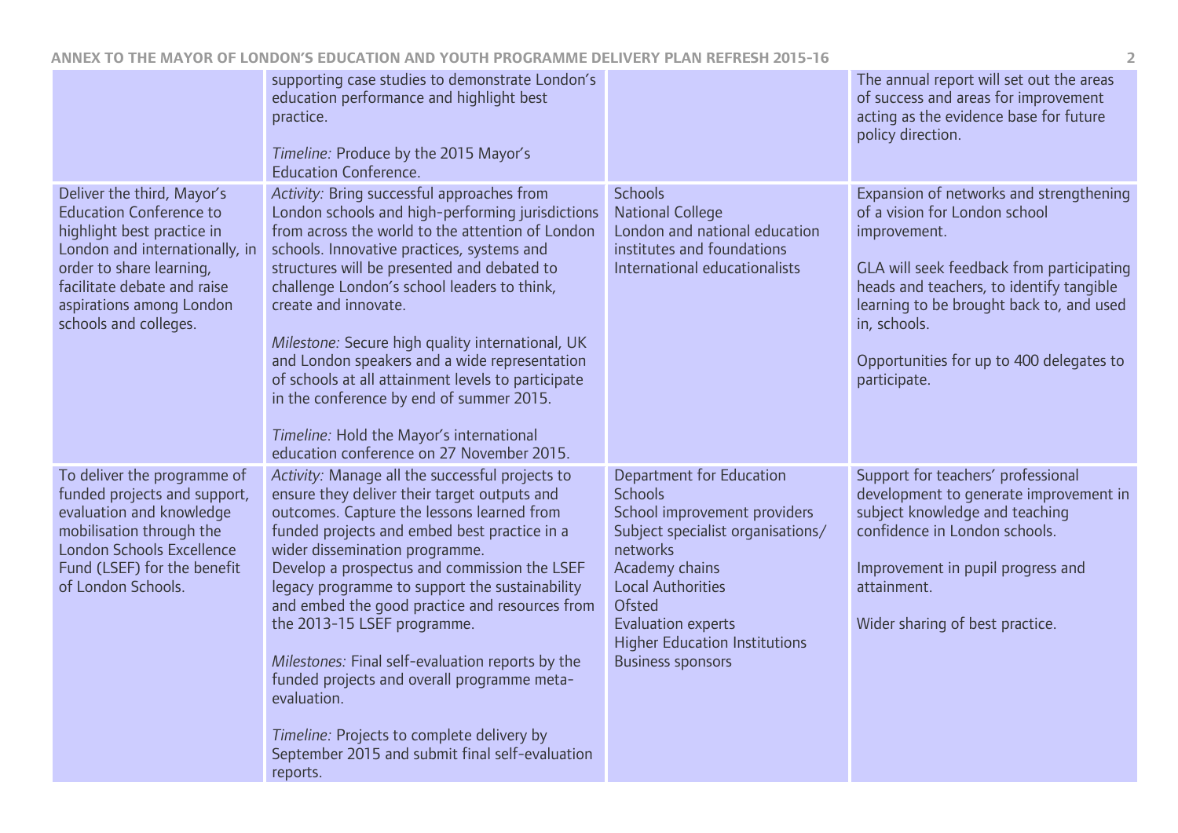| | | | |
|---|---|---|---|
| | supporting case studies to demonstrate London's education performance and highlight best practice.<br><br>*Timeline:* Produce by the 2015 Mayor's Education Conference. | | The annual report will set out the areas of success and areas for improvement acting as the evidence base for future policy direction. |
| Deliver the third, Mayor's Education Conference to highlight best practice in London and internationally, in order to share learning, facilitate debate and raise aspirations among London schools and colleges. | *Activity:* Bring successful approaches from London schools and high-performing jurisdictions from across the world to the attention of London schools. Innovative practices, systems and structures will be presented and debated to challenge London's school leaders to think, create and innovate.<br><br>*Milestone:* Secure high quality international, UK and London speakers and a wide representation of schools at all attainment levels to participate in the conference by end of summer 2015.<br><br>*Timeline:* Hold the Mayor's international education conference on 27 November 2015. | Schools<br>National College<br>London and national education institutes and foundations<br>International educationalists | Expansion of networks and strengthening of a vision for London school improvement.<br><br>GLA will seek feedback from participating heads and teachers, to identify tangible learning to be brought back to, and used in, schools.<br><br>Opportunities for up to 400 delegates to participate. |
| To deliver the programme of funded projects and support, evaluation and knowledge mobilisation through the London Schools Excellence Fund (LSEF) for the benefit of London Schools. | *Activity:* Manage all the successful projects to ensure they deliver their target outputs and outcomes. Capture the lessons learned from funded projects and embed best practice in a wider dissemination programme.<br>Develop a prospectus and commission the LSEF legacy programme to support the sustainability and embed the good practice and resources from the 2013-15 LSEF programme.<br><br>*Milestones:* Final self-evaluation reports by the funded projects and overall programme meta-evaluation.<br><br>*Timeline:* Projects to complete delivery by September 2015 and submit final self-evaluation reports. | Department for Education<br>Schools<br>School improvement providers<br>Subject specialist organisations/ networks<br>Academy chains<br>Local Authorities<br>Ofsted<br>Evaluation experts<br>Higher Education Institutions<br>Business sponsors | Support for teachers' professional development to generate improvement in subject knowledge and teaching confidence in London schools.<br><br>Improvement in pupil progress and attainment.<br><br>Wider sharing of best practice. |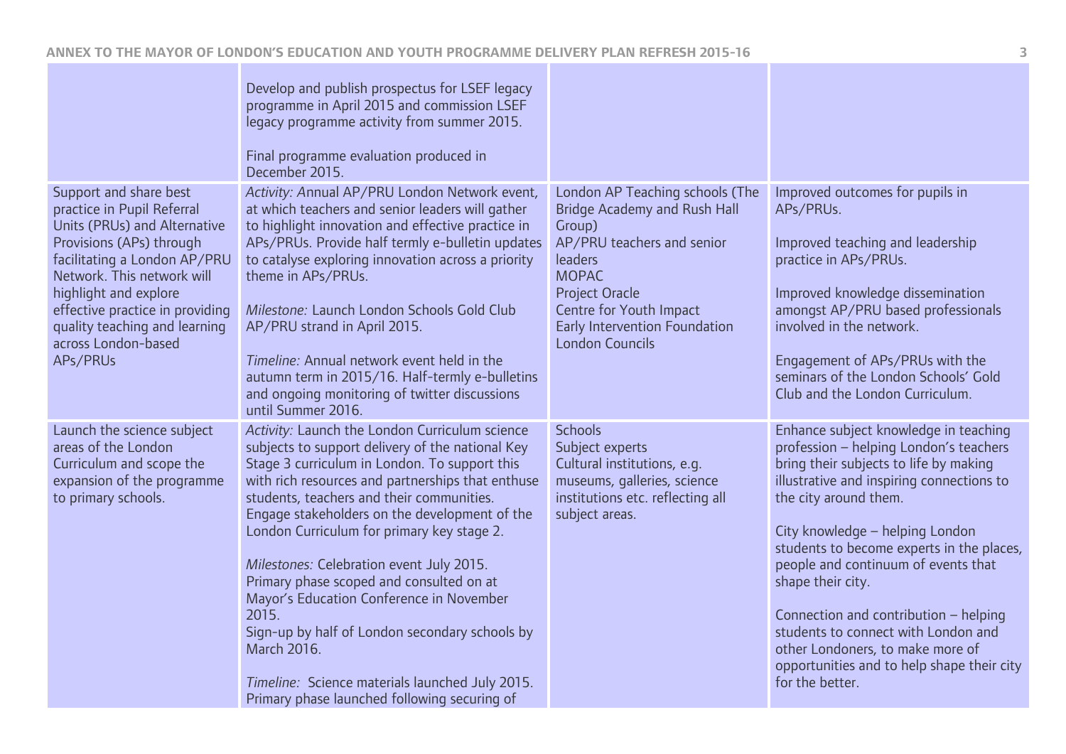| | | | |
|---|---|---|---|
| | Develop and publish prospectus for LSEF legacy programme in April 2015 and commission LSEF legacy programme activity from summer 2015.<br><br>Final programme evaluation produced in December 2015. | | |
| Support and share best practice in Pupil Referral Units (PRUs) and Alternative Provisions (APs) through facilitating a London AP/PRU Network. This network will highlight and explore effective practice in providing quality teaching and learning across London-based APs/PRUs | *Activity: A*nnual AP/PRU London Network event, at which teachers and senior leaders will gather to highlight innovation and effective practice in APs/PRUs. Provide half termly e-bulletin updates to catalyse exploring innovation across a priority theme in APs/PRUs.<br><br>*Milestone:* Launch London Schools Gold Club AP/PRU strand in April 2015.<br><br>*Timeline:* Annual network event held in the autumn term in 2015/16. Half-termly e-bulletins and ongoing monitoring of twitter discussions until Summer 2016. | London AP Teaching schools (The Bridge Academy and Rush Hall Group)<br>AP/PRU teachers and senior leaders<br>MOPAC<br>Project Oracle<br>Centre for Youth Impact<br>Early Intervention Foundation<br>London Councils | Improved outcomes for pupils in APs/PRUs.<br><br>Improved teaching and leadership practice in APs/PRUs.<br><br>Improved knowledge dissemination amongst AP/PRU based professionals involved in the network.<br><br>Engagement of APs/PRUs with the seminars of the London Schools' Gold Club and the London Curriculum. |
| Launch the science subject areas of the London Curriculum and scope the expansion of the programme to primary schools. | *Activity:* Launch the London Curriculum science subjects to support delivery of the national Key Stage 3 curriculum in London. To support this with rich resources and partnerships that enthuse students, teachers and their communities. Engage stakeholders on the development of the London Curriculum for primary key stage 2.<br><br>*Milestones:* Celebration event July 2015.<br>Primary phase scoped and consulted on at Mayor's Education Conference in November 2015.<br>Sign-up by half of London secondary schools by March 2016.<br><br>*Timeline:* Science materials launched July 2015. Primary phase launched following securing of | Schools<br>Subject experts<br>Cultural institutions, e.g. museums, galleries, science institutions etc. reflecting all subject areas. | Enhance subject knowledge in teaching profession – helping London's teachers bring their subjects to life by making illustrative and inspiring connections to the city around them.<br><br>City knowledge – helping London students to become experts in the places, people and continuum of events that shape their city.<br><br>Connection and contribution – helping students to connect with London and other Londoners, to make more of opportunities and to help shape their city for the better. |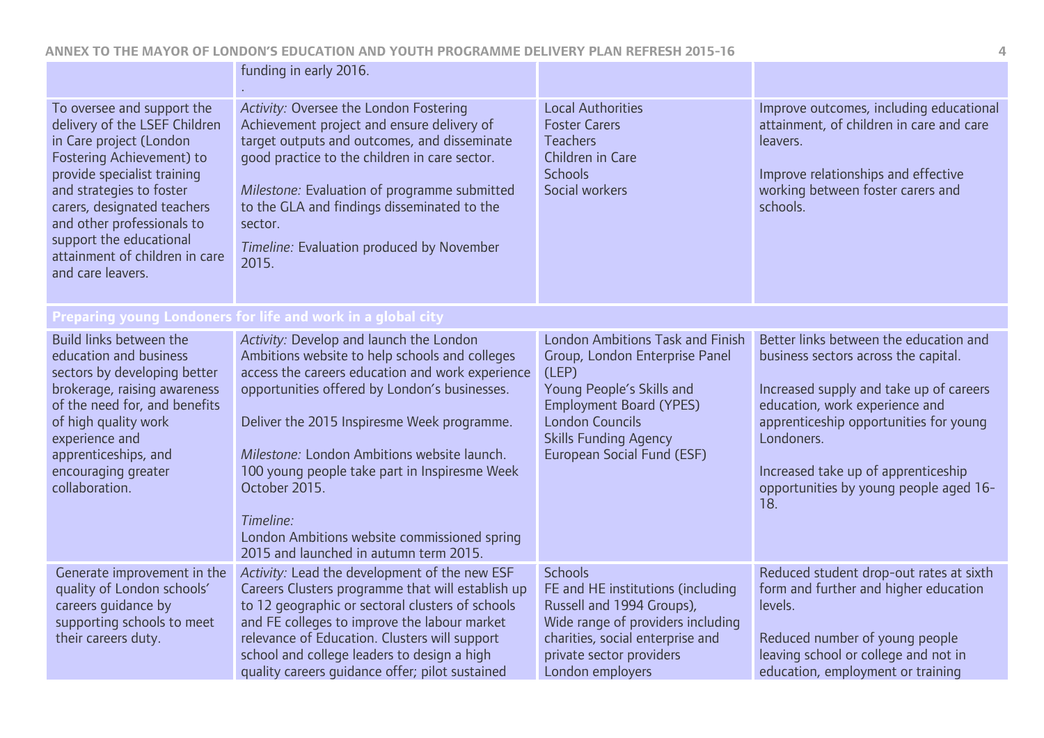| | | | |
|---|---|---|---|
| | funding in early 2016.<br>. | | |
| To oversee and support the delivery of the LSEF Children in Care project (London Fostering Achievement) to provide specialist training and strategies to foster carers, designated teachers and other professionals to support the educational attainment of children in care and care leavers. | *Activity:* Oversee the London Fostering Achievement project and ensure delivery of target outputs and outcomes, and disseminate good practice to the children in care sector.<br><br>*Milestone:* Evaluation of programme submitted to the GLA and findings disseminated to the sector.<br><br>*Timeline:* Evaluation produced by November 2015. | Local Authorities<br>Foster Carers<br>Teachers<br>Children in Care<br>Schools<br>Social workers | Improve outcomes, including educational attainment, of children in care and care leavers.<br><br>Improve relationships and effective working between foster carers and schools. |
| **Preparing young Londoners for life and work in a global city** | | | |
| Build links between the education and business sectors by developing better brokerage, raising awareness of the need for, and benefits of high quality work experience and apprenticeships, and encouraging greater collaboration. | *Activity:* Develop and launch the London Ambitions website to help schools and colleges access the careers education and work experience opportunities offered by London's businesses.<br><br>Deliver the 2015 Inspiresme Week programme.<br><br>*Milestone:* London Ambitions website launch. 100 young people take part in Inspiresme Week October 2015.<br><br>*Timeline:*<br>London Ambitions website commissioned spring 2015 and launched in autumn term 2015. | London Ambitions Task and Finish Group, London Enterprise Panel (LEP)<br>Young People's Skills and Employment Board (YPES)<br>London Councils<br>Skills Funding Agency<br>European Social Fund (ESF) | Better links between the education and business sectors across the capital.<br><br>Increased supply and take up of careers education, work experience and apprenticeship opportunities for young Londoners.<br><br>Increased take up of apprenticeship opportunities by young people aged 16-18. |
| Generate improvement in the quality of London schools' careers guidance by supporting schools to meet their careers duty. | *Activity:* Lead the development of the new ESF Careers Clusters programme that will establish up to 12 geographic or sectoral clusters of schools and FE colleges to improve the labour market relevance of Education. Clusters will support school and college leaders to design a high quality careers guidance offer; pilot sustained | Schools<br>FE and HE institutions (including Russell and 1994 Groups),<br>Wide range of providers including charities, social enterprise and private sector providers<br>London employers | Reduced student drop-out rates at sixth form and further and higher education levels.<br><br>Reduced number of young people leaving school or college and not in education, employment or training |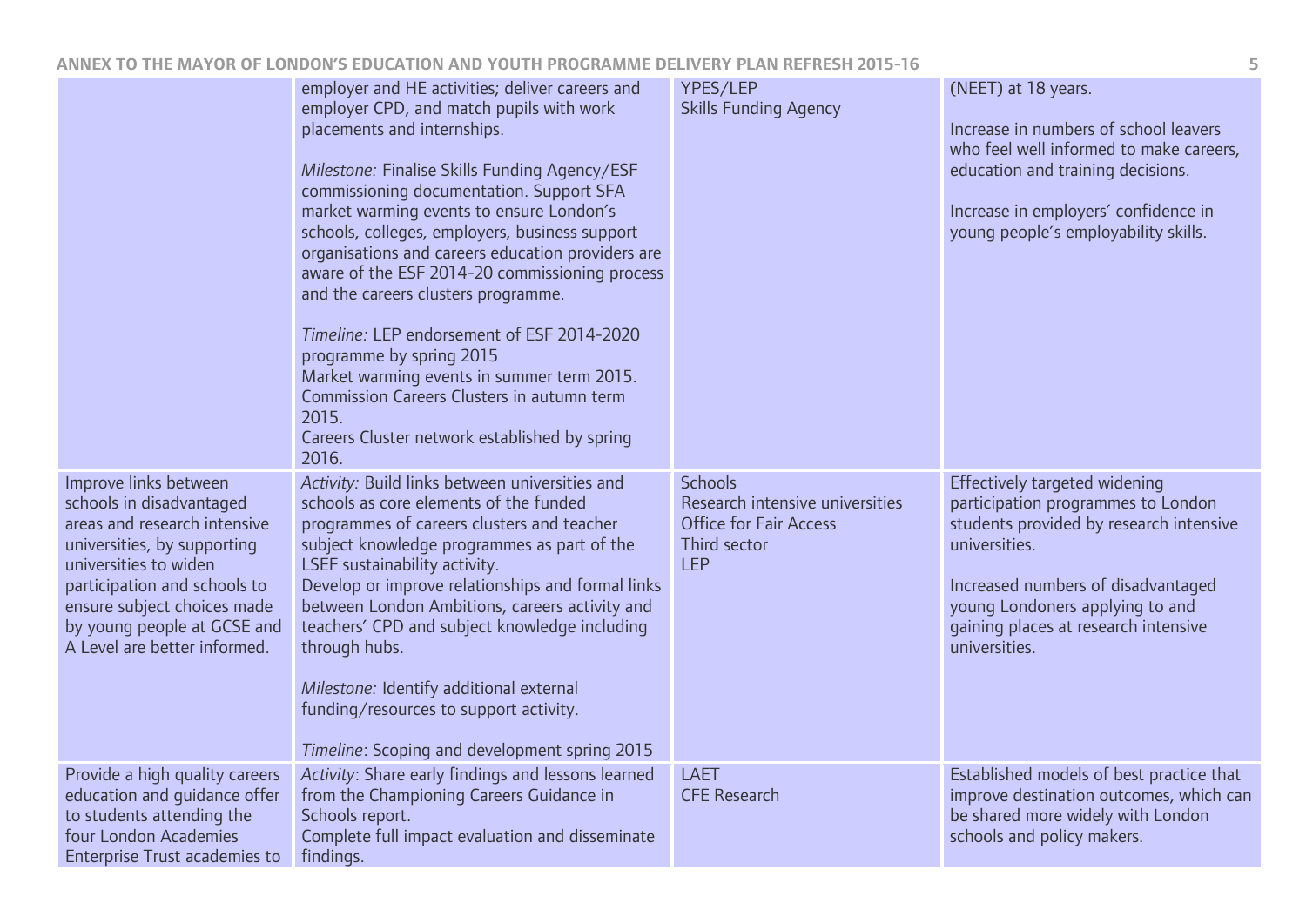| | | | |
|---|---|---|---|
| | employer and HE activities; deliver careers and employer CPD, and match pupils with work placements and internships.<br><br>*Milestone:* Finalise Skills Funding Agency/ESF commissioning documentation. Support SFA market warming events to ensure London's schools, colleges, employers, business support organisations and careers education providers are aware of the ESF 2014-20 commissioning process and the careers clusters programme.<br><br>*Timeline:* LEP endorsement of ESF 2014-2020 programme by spring 2015<br>Market warming events in summer term 2015.<br>Commission Careers Clusters in autumn term 2015.<br>Careers Cluster network established by spring 2016. | YPES/LEP<br>Skills Funding Agency | (NEET) at 18 years.<br><br>Increase in numbers of school leavers who feel well informed to make careers, education and training decisions.<br><br>Increase in employers' confidence in young people's employability skills. |
| Improve links between schools in disadvantaged areas and research intensive universities, by supporting universities to widen participation and schools to ensure subject choices made by young people at GCSE and A Level are better informed. | *Activity:* Build links between universities and schools as core elements of the funded programmes of careers clusters and teacher subject knowledge programmes as part of the LSEF sustainability activity.<br>Develop or improve relationships and formal links between London Ambitions, careers activity and teachers' CPD and subject knowledge including through hubs.<br><br>*Milestone:* Identify additional external funding/resources to support activity.<br><br>*Timeline*: Scoping and development spring 2015 | Schools<br>Research intensive universities<br>Office for Fair Access<br>Third sector<br>LEP | Effectively targeted widening participation programmes to London students provided by research intensive universities.<br><br>Increased numbers of disadvantaged young Londoners applying to and gaining places at research intensive universities. |
| Provide a high quality careers education and guidance offer to students attending the four London Academies Enterprise Trust academies to | *Activity*: Share early findings and lessons learned from the Championing Careers Guidance in Schools report.<br>Complete full impact evaluation and disseminate findings. | LAET<br>CFE Research | Established models of best practice that improve destination outcomes, which can be shared more widely with London schools and policy makers. |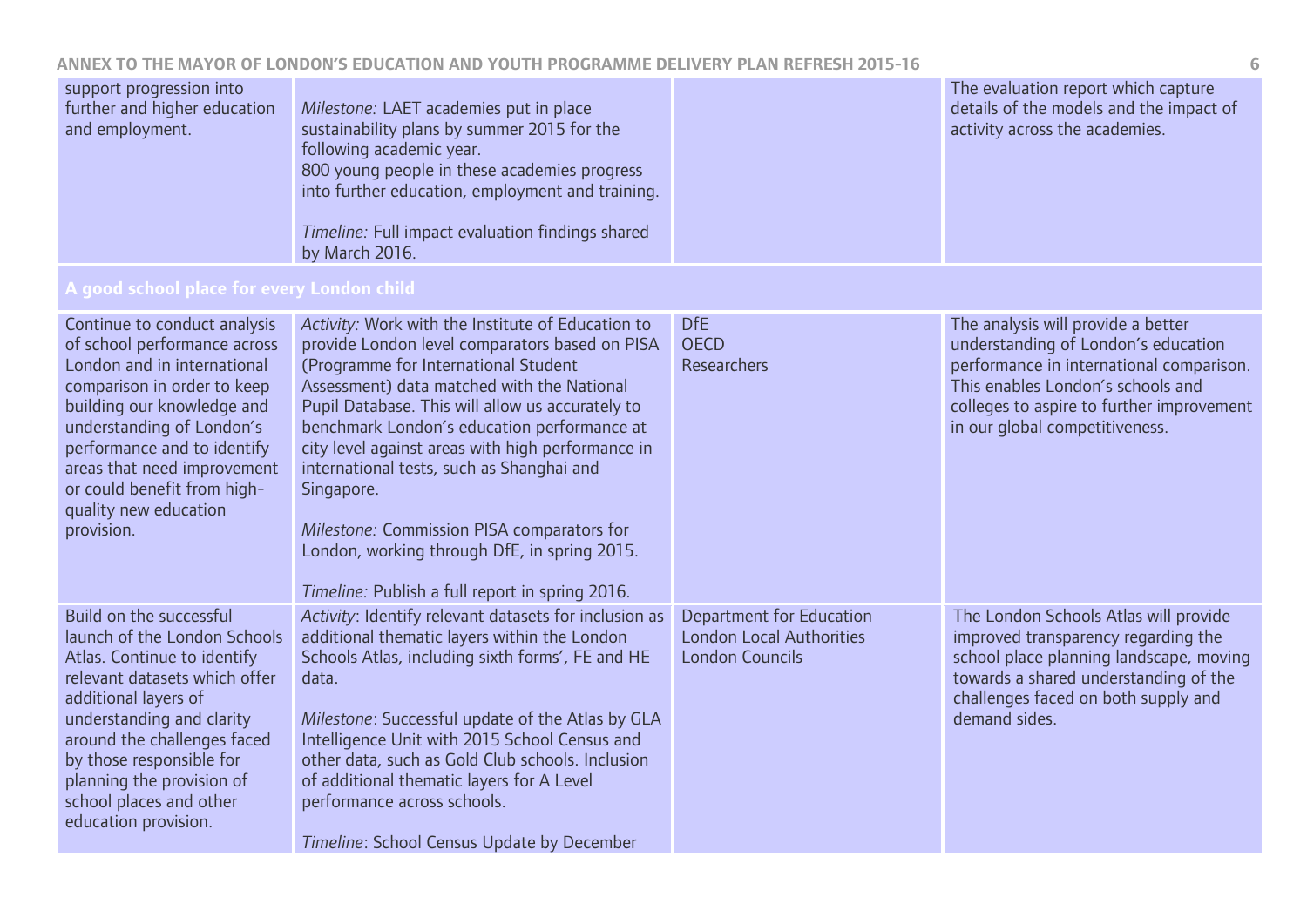| | | | |
|---|---|---|---|
| support progression into further and higher education and employment. | *Milestone:* LAET academies put in place sustainability plans by summer 2015 for the following academic year.<br>800 young people in these academies progress into further education, employment and training.<br><br>*Timeline:* Full impact evaluation findings shared by March 2016. | | The evaluation report which capture details of the models and the impact of activity across the academies. |
| **A good school place for every London child** | | | |
| Continue to conduct analysis of school performance across London and in international comparison in order to keep building our knowledge and understanding of London's performance and to identify areas that need improvement or could benefit from high-quality new education provision. | *Activity:* Work with the Institute of Education to provide London level comparators based on PISA (Programme for International Student Assessment) data matched with the National Pupil Database. This will allow us accurately to benchmark London's education performance at city level against areas with high performance in international tests, such as Shanghai and Singapore.<br><br>*Milestone:* Commission PISA comparators for London, working through DfE, in spring 2015.<br><br>*Timeline:* Publish a full report in spring 2016. | DfE<br>OECD<br>Researchers | The analysis will provide a better understanding of London's education performance in international comparison. This enables London's schools and colleges to aspire to further improvement in our global competitiveness. |
| Build on the successful launch of the London Schools Atlas. Continue to identify relevant datasets which offer additional layers of understanding and clarity around the challenges faced by those responsible for planning the provision of school places and other education provision. | *Activity*: Identify relevant datasets for inclusion as additional thematic layers within the London Schools Atlas, including sixth forms', FE and HE data.<br><br>*Milestone*: Successful update of the Atlas by GLA Intelligence Unit with 2015 School Census and other data, such as Gold Club schools. Inclusion of additional thematic layers for A Level performance across schools.<br><br>*Timeline*: School Census Update by December | Department for Education<br>London Local Authorities<br>London Councils | The London Schools Atlas will provide improved transparency regarding the school place planning landscape, moving towards a shared understanding of the challenges faced on both supply and demand sides. |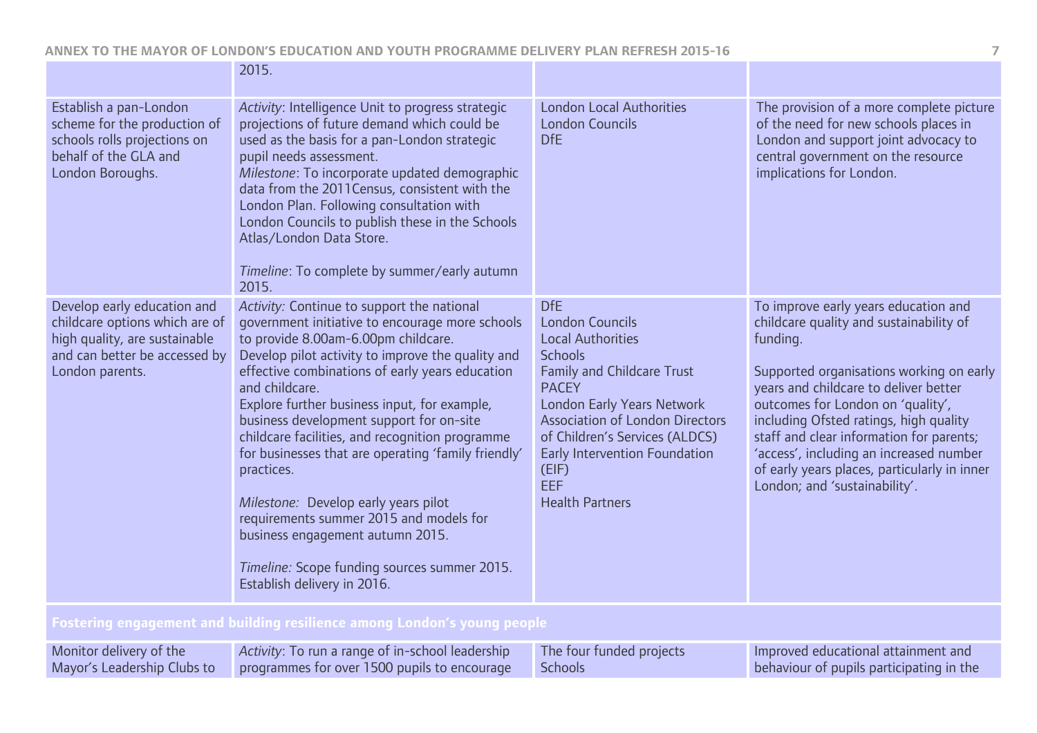| | | | |
|---|---|---|---|
| | 2015. | | |
| Establish a pan-London scheme for the production of schools rolls projections on behalf of the GLA and London Boroughs. | *Activity*: Intelligence Unit to progress strategic projections of future demand which could be used as the basis for a pan-London strategic pupil needs assessment.<br>*Milestone*: To incorporate updated demographic data from the 2011Census, consistent with the London Plan. Following consultation with London Councils to publish these in the Schools Atlas/London Data Store.<br><br>*Timeline*: To complete by summer/early autumn 2015. | London Local Authorities<br>London Councils<br>DfE | The provision of a more complete picture of the need for new schools places in London and support joint advocacy to central government on the resource implications for London. |
| Develop early education and childcare options which are of high quality, are sustainable and can better be accessed by London parents. | *Activity:* Continue to support the national government initiative to encourage more schools to provide 8.00am-6.00pm childcare.<br>Develop pilot activity to improve the quality and effective combinations of early years education and childcare.<br>Explore further business input, for example, business development support for on-site childcare facilities, and recognition programme for businesses that are operating 'family friendly' practices.<br><br>*Milestone:* Develop early years pilot requirements summer 2015 and models for business engagement autumn 2015.<br><br>*Timeline:* Scope funding sources summer 2015. Establish delivery in 2016. | DfE<br>London Councils<br>Local Authorities<br>Schools<br>Family and Childcare Trust<br>PACEY<br>London Early Years Network<br>Association of London Directors of Children's Services (ALDCS)<br>Early Intervention Foundation (EIF)<br>EEF<br>Health Partners | To improve early years education and childcare quality and sustainability of funding.<br><br>Supported organisations working on early years and childcare to deliver better outcomes for London on 'quality', including Ofsted ratings, high quality staff and clear information for parents; 'access', including an increased number of early years places, particularly in inner London; and 'sustainability'. |
| **Fostering engagement and building resilience among London's young people** | | | |
| Monitor delivery of the Mayor's Leadership Clubs to | *Activity*: To run a range of in-school leadership programmes for over 1500 pupils to encourage | The four funded projects<br>Schools | Improved educational attainment and behaviour of pupils participating in the |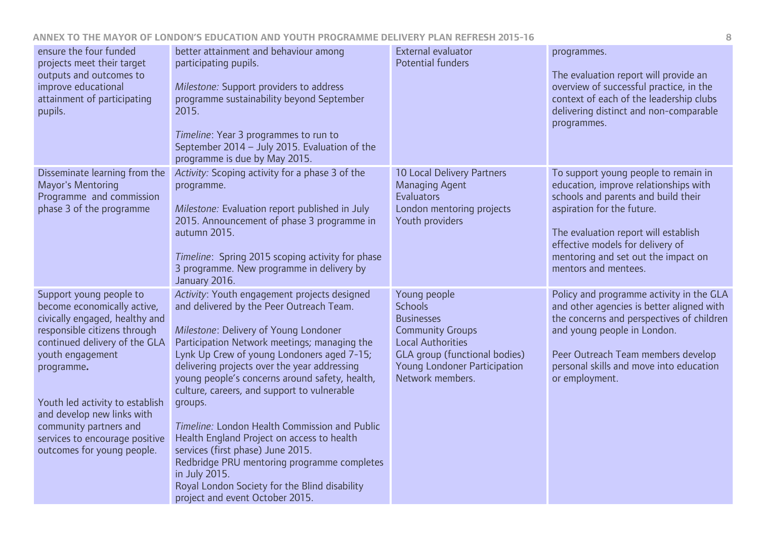| | | | |
|---|---|---|---|
| ensure the four funded projects meet their target outputs and outcomes to improve educational attainment of participating pupils. | better attainment and behaviour among participating pupils.<br><br>*Milestone:* Support providers to address programme sustainability beyond September 2015.<br><br>*Timeline*: Year 3 programmes to run to September 2014 – July 2015. Evaluation of the programme is due by May 2015. | External evaluator<br>Potential funders | programmes.<br><br>The evaluation report will provide an overview of successful practice, in the context of each of the leadership clubs delivering distinct and non-comparable programmes. |
| Disseminate learning from the Mayor's Mentoring Programme and commission phase 3 of the programme | *Activity:* Scoping activity for a phase 3 of the programme.<br><br>*Milestone:* Evaluation report published in July 2015. Announcement of phase 3 programme in autumn 2015.<br><br>*Timeline*: Spring 2015 scoping activity for phase 3 programme. New programme in delivery by January 2016. | 10 Local Delivery Partners<br>Managing Agent<br>Evaluators<br>London mentoring projects<br>Youth providers | To support young people to remain in education, improve relationships with schools and parents and build their aspiration for the future.<br><br>The evaluation report will establish effective models for delivery of mentoring and set out the impact on mentors and mentees. |
| Support young people to become economically active, civically engaged, healthy and responsible citizens through continued delivery of the GLA youth engagement programme**.**<br><br>Youth led activity to establish and develop new links with community partners and services to encourage positive outcomes for young people. | *Activity*: Youth engagement projects designed and delivered by the Peer Outreach Team.<br><br>*Milestone*: Delivery of Young Londoner Participation Network meetings; managing the Lynk Up Crew of young Londoners aged 7-15; delivering projects over the year addressing young people's concerns around safety, health, culture, careers, and support to vulnerable groups.<br><br>*Timeline:* London Health Commission and Public Health England Project on access to health services (first phase) June 2015.<br>Redbridge PRU mentoring programme completes in July 2015.<br>Royal London Society for the Blind disability project and event October 2015. | Young people<br>Schools<br>Businesses<br>Community Groups<br>Local Authorities<br>GLA group (functional bodies)<br>Young Londoner Participation Network members. | Policy and programme activity in the GLA and other agencies is better aligned with the concerns and perspectives of children and young people in London.<br><br>Peer Outreach Team members develop personal skills and move into education or employment. |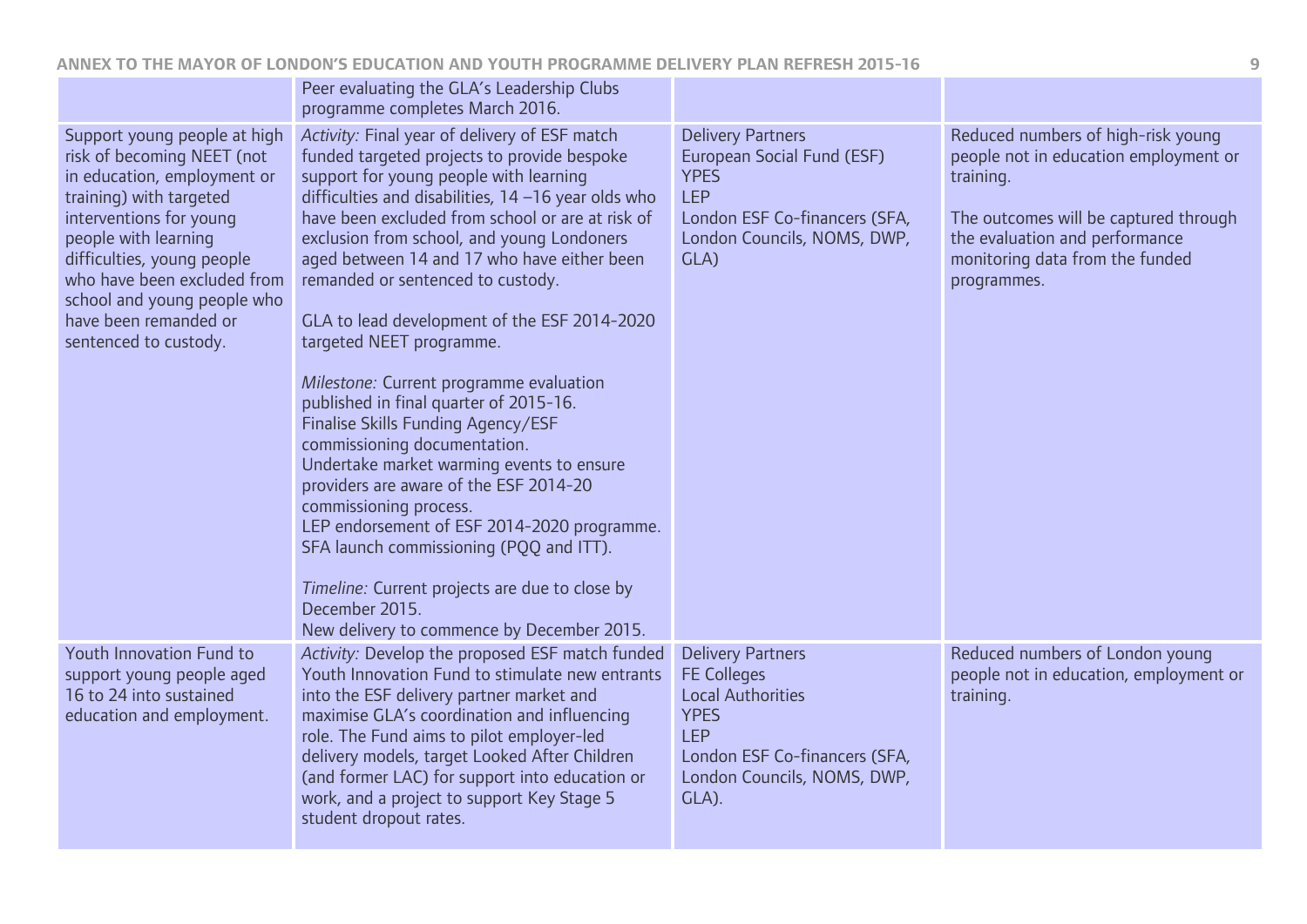| | | | |
|---|---|---|---|
| | Peer evaluating the GLA's Leadership Clubs programme completes March 2016. | | |
| Support young people at high risk of becoming NEET (not in education, employment or training) with targeted interventions for young people with learning difficulties, young people who have been excluded from school and young people who have been remanded or sentenced to custody. | *Activity:* Final year of delivery of ESF match funded targeted projects to provide bespoke support for young people with learning difficulties and disabilities, 14 –16 year olds who have been excluded from school or are at risk of exclusion from school, and young Londoners aged between 14 and 17 who have either been remanded or sentenced to custody.<br><br>GLA to lead development of the ESF 2014-2020 targeted NEET programme.<br><br>*Milestone:* Current programme evaluation published in final quarter of 2015-16.<br>Finalise Skills Funding Agency/ESF commissioning documentation.<br>Undertake market warming events to ensure providers are aware of the ESF 2014-20 commissioning process.<br>LEP endorsement of ESF 2014-2020 programme.<br>SFA launch commissioning (PQQ and ITT).<br><br>*Timeline:* Current projects are due to close by December 2015.<br>New delivery to commence by December 2015. | Delivery Partners<br>European Social Fund (ESF)<br>YPES<br>LEP<br>London ESF Co-financers (SFA, London Councils, NOMS, DWP, GLA) | Reduced numbers of high-risk young people not in education employment or training.<br><br>The outcomes will be captured through the evaluation and performance monitoring data from the funded programmes. |
| Youth Innovation Fund to support young people aged 16 to 24 into sustained education and employment. | *Activity:* Develop the proposed ESF match funded Youth Innovation Fund to stimulate new entrants into the ESF delivery partner market and maximise GLA's coordination and influencing role. The Fund aims to pilot employer-led delivery models, target Looked After Children (and former LAC) for support into education or work, and a project to support Key Stage 5 student dropout rates. | Delivery Partners<br>FE Colleges<br>Local Authorities<br>YPES<br>LEP<br>London ESF Co-financers (SFA, London Councils, NOMS, DWP, GLA). | Reduced numbers of London young people not in education, employment or training. |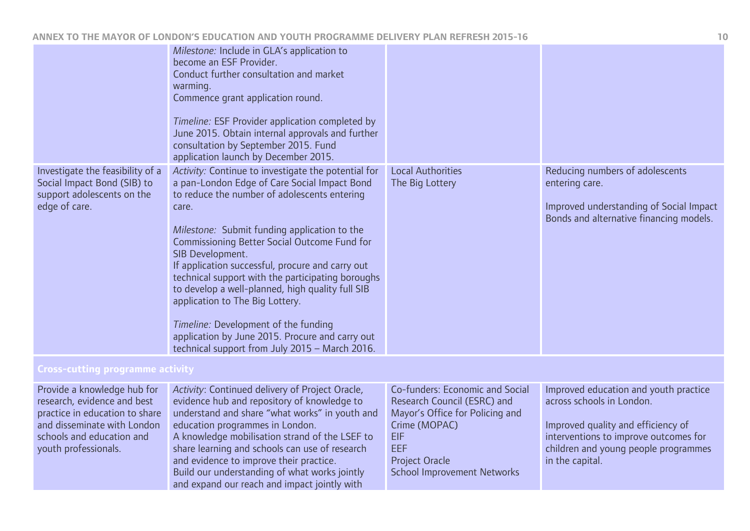| | | | |
|---|---|---|---|
| | *Milestone:* Include in GLA's application to become an ESF Provider.<br>Conduct further consultation and market warming.<br>Commence grant application round.<br><br>*Timeline:* ESF Provider application completed by June 2015. Obtain internal approvals and further consultation by September 2015. Fund application launch by December 2015. | | |
| Investigate the feasibility of a Social Impact Bond (SIB) to support adolescents on the edge of care. | *Activity:* Continue to investigate the potential for a pan-London Edge of Care Social Impact Bond to reduce the number of adolescents entering care.<br><br>*Milestone:* Submit funding application to the Commissioning Better Social Outcome Fund for SIB Development.<br>If application successful, procure and carry out technical support with the participating boroughs to develop a well-planned, high quality full SIB application to The Big Lottery.<br><br>*Timeline:* Development of the funding application by June 2015. Procure and carry out technical support from July 2015 – March 2016. | Local Authorities<br>The Big Lottery | Reducing numbers of adolescents entering care.<br><br>Improved understanding of Social Impact Bonds and alternative financing models. |
| **Cross-cutting programme activity** | | | |
| Provide a knowledge hub for research, evidence and best practice in education to share and disseminate with London schools and education and youth professionals. | *Activity*: Continued delivery of Project Oracle, evidence hub and repository of knowledge to understand and share "what works" in youth and education programmes in London.<br>A knowledge mobilisation strand of the LSEF to share learning and schools can use of research and evidence to improve their practice.<br>Build our understanding of what works jointly and expand our reach and impact jointly with | Co-funders: Economic and Social Research Council (ESRC) and Mayor's Office for Policing and Crime (MOPAC)<br>EIF<br>EEF<br>Project Oracle<br>School Improvement Networks | Improved education and youth practice across schools in London.<br><br>Improved quality and efficiency of interventions to improve outcomes for children and young people programmes in the capital. |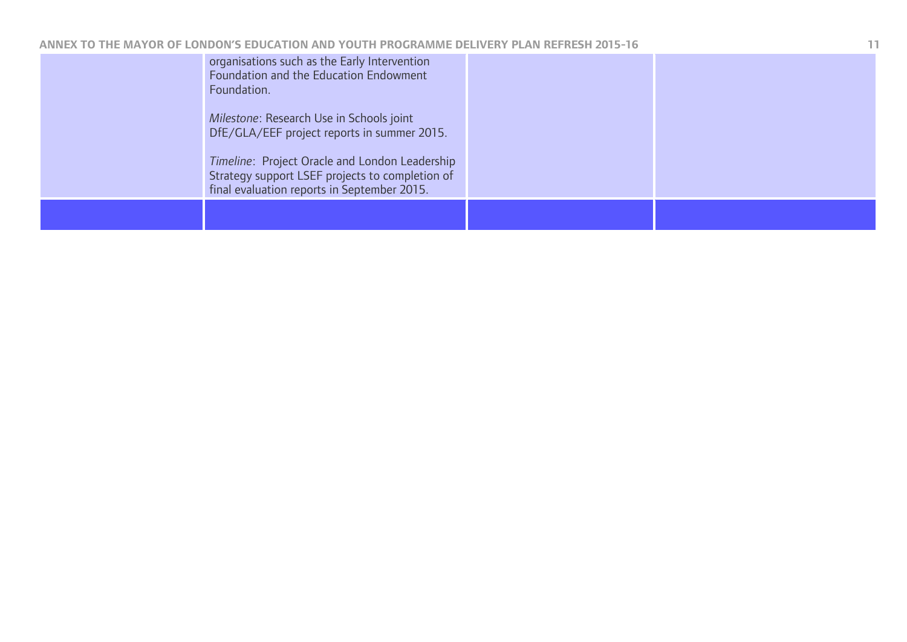| | | | |
|---|---|---|---|
| | organisations such as the Early Intervention Foundation and the Education Endowment Foundation.<br><br>*Milestone*: Research Use in Schools joint DfE/GLA/EEF project reports in summer 2015.<br><br>*Timeline*: Project Oracle and London Leadership Strategy support LSEF projects to completion of final evaluation reports in September 2015. | | |
| | | | |